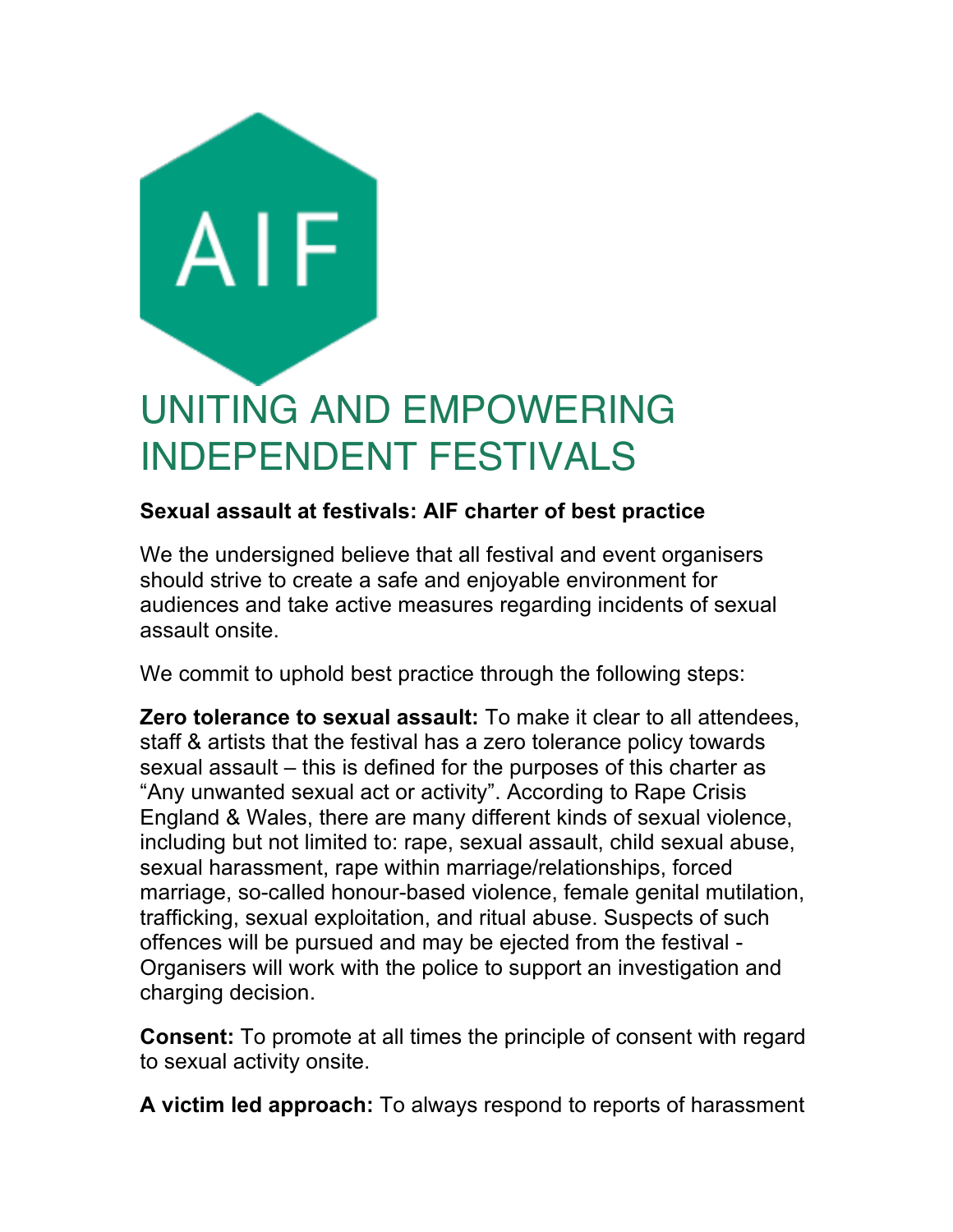AIF

# UNITING AND EMPOWERING INDEPENDENT FESTIVALS

**Sexual assault at festivals: AIF charter of best practice**

We the undersigned believe that all festival and event organisers should strive to create a safe and enjoyable environment for audiences and take active measures regarding incidents of sexual assault onsite.

We commit to uphold best practice through the following steps:

**Zero tolerance to sexual assault:** To make it clear to all attendees, staff & artists that the festival has a zero tolerance policy towards sexual assault – this is defined for the purposes of this charter as "Any unwanted sexual act or activity". According to Rape Crisis England & Wales, there are many different kinds of sexual violence, including but not limited to: rape, sexual assault, child sexual abuse, sexual harassment, rape within marriage/relationships, forced marriage, so-called honour-based violence, female genital mutilation, trafficking, sexual exploitation, and ritual abuse. Suspects of such offences will be pursued and may be ejected from the festival - Organisers will work with the police to support an investigation and charging decision.

**Consent:** To promote at all times the principle of consent with regard to sexual activity onsite.

**A victim led approach:** To always respond to reports of harassment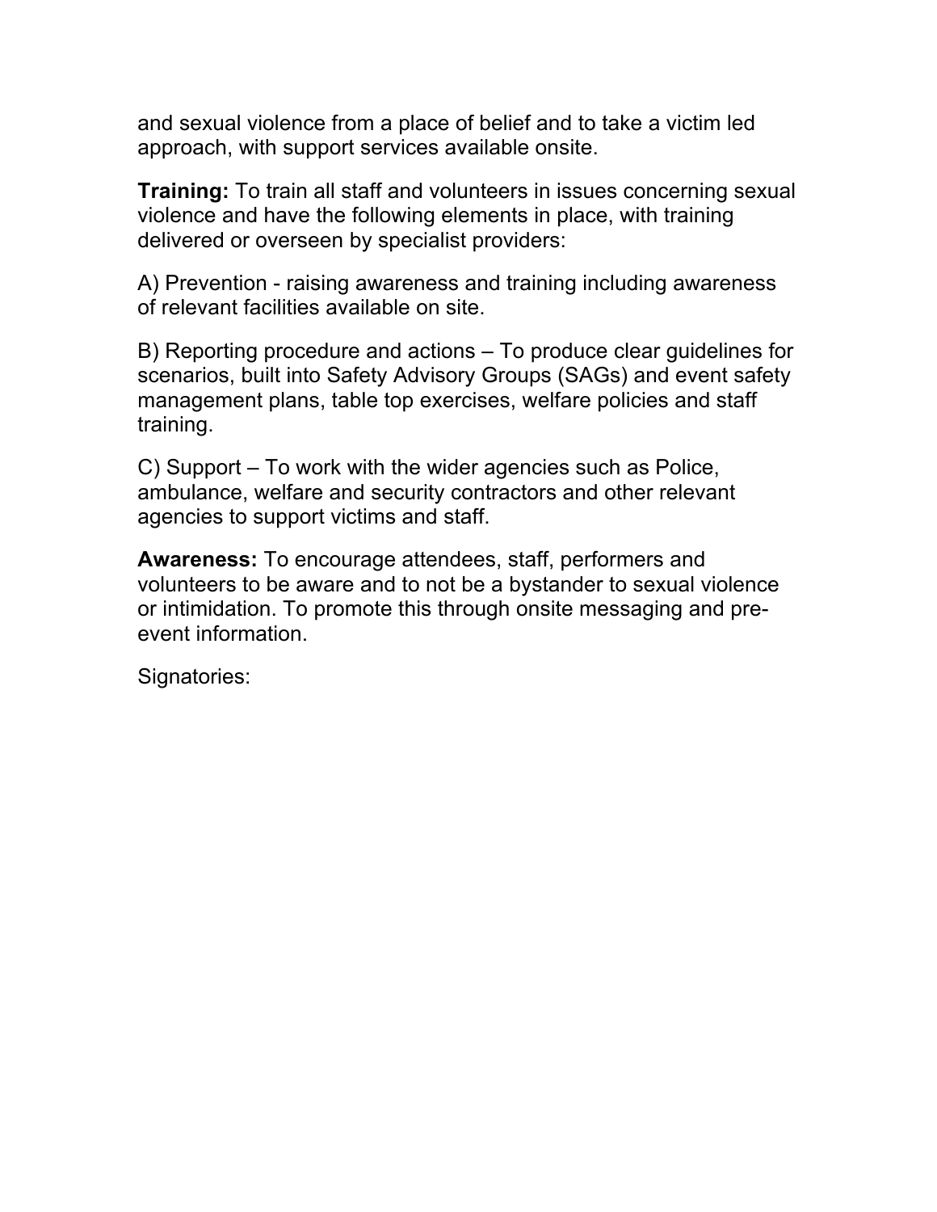and sexual violence from a place of belief and to take a victim led approach, with support services available onsite.

**Training:** To train all staff and volunteers in issues concerning sexual violence and have the following elements in place, with training delivered or overseen by specialist providers:

A) Prevention - raising awareness and training including awareness of relevant facilities available on site.

B) Reporting procedure and actions – To produce clear guidelines for scenarios, built into Safety Advisory Groups (SAGs) and event safety management plans, table top exercises, welfare policies and staff training.

C) Support – To work with the wider agencies such as Police, ambulance, welfare and security contractors and other relevant agencies to support victims and staff.

**Awareness:** To encourage attendees, staff, performers and volunteers to be aware and to not be a bystander to sexual violence or intimidation. To promote this through onsite messaging and pre-event information.

Signatories: